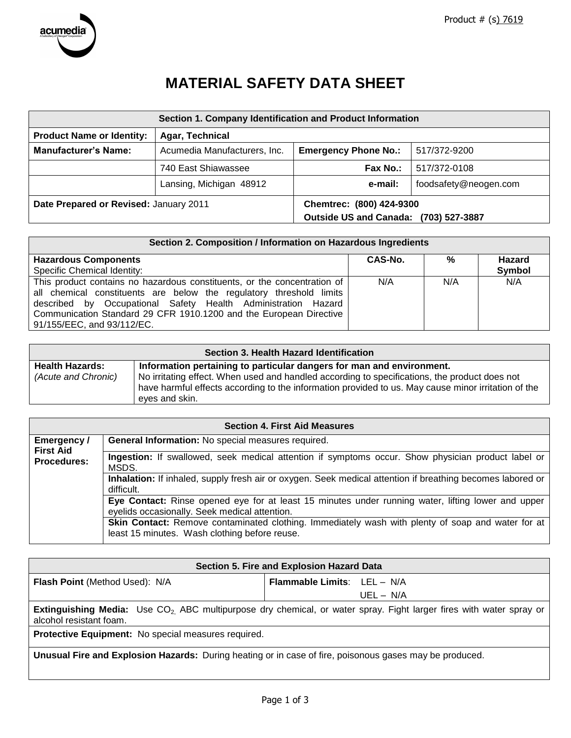Product # (s) 7619

# MATERIAL SAFETY DATA SHEET

| Section 1. Company Identification and Product Information | | | |
|---|---|---|---|
| **Product Name or Identity:** | **Agar, Technical** | | |
| **Manufacturer's Name:** | Acumedia Manufacturers, Inc. | **Emergency Phone No.:** | 517/372-9200 |
| | 740 East Shiawassee | **Fax No.:** | 517/372-0108 |
| | Lansing, Michigan 48912 | **e-mail:** | foodsafety@neogen.com |
| **Date Prepared or Revised:** January 2011 | | **Chemtrec: (800) 424-9300**<br>**Outside US and Canada: (703) 527-3887** | |

| Section 2. Composition / Information on Hazardous Ingredients | | | |
|---|---|---|---|
| **Hazardous Components**<br>Specific Chemical Identity: | **CAS-No.** | **%** | **Hazard Symbol** |
| This product contains no hazardous constituents, or the concentration of all chemical constituents are below the regulatory threshold limits described by Occupational Safety Health Administration Hazard Communication Standard 29 CFR 1910.1200 and the European Directive 91/155/EEC, and 93/112/EC. | N/A | N/A | N/A |

| Section 3. Health Hazard Identification | |
|---|---|
| **Health Hazards:**<br>*(Acute and Chronic)* | **Information pertaining to particular dangers for man and environment.**<br>No irritating effect. When used and handled according to specifications, the product does not have harmful effects according to the information provided to us. May cause minor irritation of the eyes and skin. |

| Section 4. First Aid Measures | |
|---|---|
| **Emergency / First Aid Procedures:** | **General Information:** No special measures required. |
| | **Ingestion:** If swallowed, seek medical attention if symptoms occur. Show physician product label or MSDS. |
| | **Inhalation:** If inhaled, supply fresh air or oxygen. Seek medical attention if breathing becomes labored or difficult. |
| | **Eye Contact:** Rinse opened eye for at least 15 minutes under running water, lifting lower and upper eyelids occasionally. Seek medical attention. |
| | **Skin Contact:** Remove contaminated clothing. Immediately wash with plenty of soap and water for at least 15 minutes. Wash clothing before reuse. |

| Section 5. Fire and Explosion Hazard Data | |
|---|---|
| **Flash Point** (Method Used): N/A | **Flammable Limits**: LEL – N/A<br>UEL – N/A |
| **Extinguishing Media:** Use $CO_2$, ABC multipurpose dry chemical, or water spray. Fight larger fires with water spray or alcohol resistant foam. | |
| **Protective Equipment:** No special measures required. | |
| **Unusual Fire and Explosion Hazards:** During heating or in case of fire, poisonous gases may be produced. | |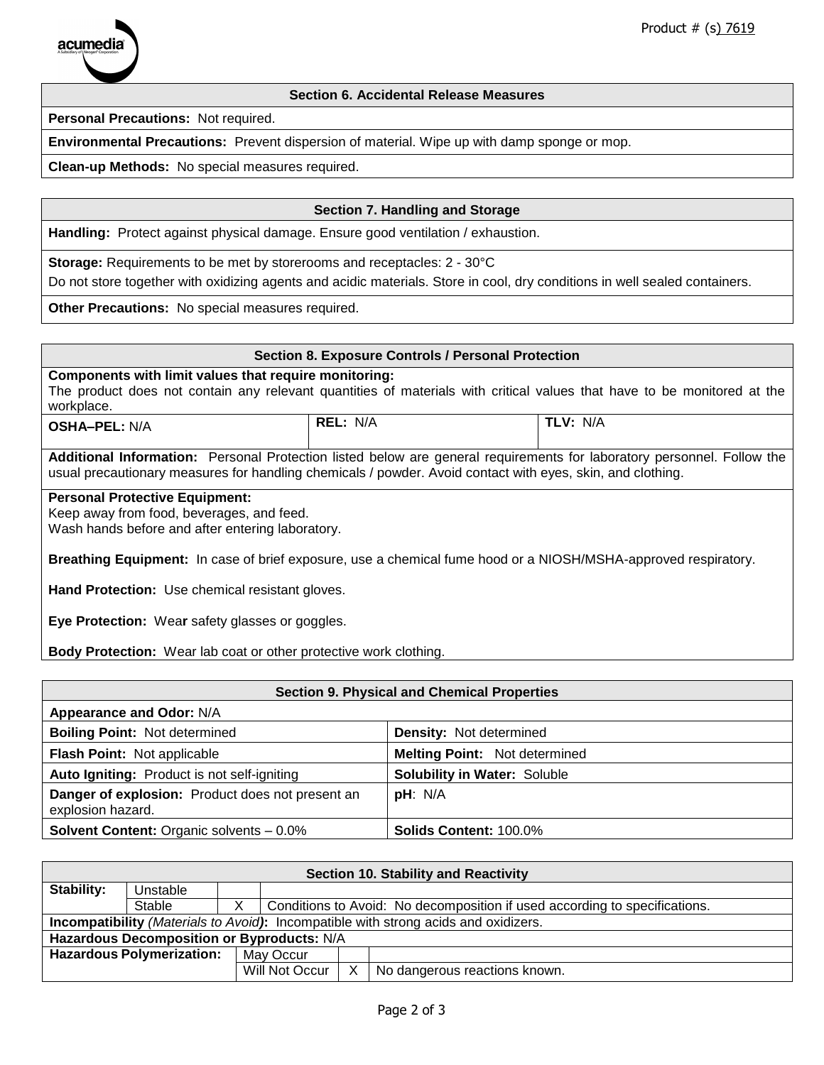Product # (s) 7619

## Section 6. Accidental Release Measures

**Personal Precautions:** Not required.

**Environmental Precautions:** Prevent dispersion of material. Wipe up with damp sponge or mop.

**Clean-up Methods:** No special measures required.

## Section 7. Handling and Storage

**Handling:** Protect against physical damage. Ensure good ventilation / exhaustion.

**Storage:** Requirements to be met by storerooms and receptacles: 2 - 30°C

Do not store together with oxidizing agents and acidic materials. Store in cool, dry conditions in well sealed containers.

**Other Precautions:** No special measures required.

## Section 8. Exposure Controls / Personal Protection

**Components with limit values that require monitoring:**
The product does not contain any relevant quantities of materials with critical values that have to be monitored at the workplace.

| **OSHA–PEL:** N/A | **REL:** N/A | **TLV:** N/A |
|---|---|---|

**Additional Information:** Personal Protection listed below are general requirements for laboratory personnel. Follow the usual precautionary measures for handling chemicals / powder. Avoid contact with eyes, skin, and clothing.

**Personal Protective Equipment:**
Keep away from food, beverages, and feed.
Wash hands before and after entering laboratory.

**Breathing Equipment:** In case of brief exposure, use a chemical fume hood or a NIOSH/MSHA-approved respiratory.

**Hand Protection:** Use chemical resistant gloves.

**Eye Protection:** Wear safety glasses or goggles.

**Body Protection:** Wear lab coat or other protective work clothing.

## Section 9. Physical and Chemical Properties

**Appearance and Odor:** N/A

| | |
|---|---|
| **Boiling Point:** Not determined | **Density:** Not determined |
| **Flash Point:** Not applicable | **Melting Point:** Not determined |
| **Auto Igniting:** Product is not self-igniting | **Solubility in Water:** Soluble |
| **Danger of explosion:** Product does not present an explosion hazard. | **pH**: N/A |
| **Solvent Content:** Organic solvents – 0.0% | **Solids Content:** 100.0% |

## Section 10. Stability and Reactivity

| **Stability:** | | | |
|---|---|---|---|
| | Unstable | | |
| | Stable | X | Conditions to Avoid: No decomposition if used according to specifications. |

**Incompatibility** *(Materials to Avoid)***:** Incompatible with strong acids and oxidizers.

**Hazardous Decomposition or Byproducts:** N/A

| **Hazardous Polymerization:** | | | |
|---|---|---|---|
| | May Occur | | |
| | Will Not Occur | X | No dangerous reactions known. |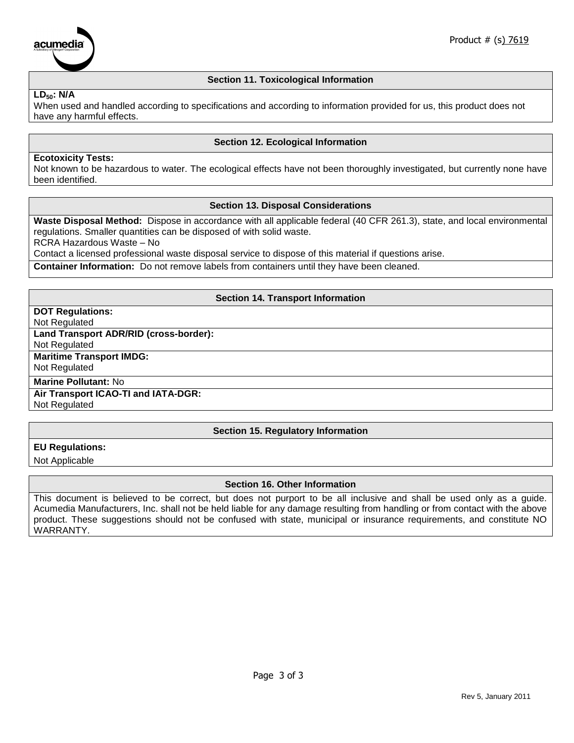## Section 11. Toxicological Information

**$LD_{50}$: N/A**

When used and handled according to specifications and according to information provided for us, this product does not have any harmful effects.

## Section 12. Ecological Information

**Ecotoxicity Tests:**

Not known to be hazardous to water. The ecological effects have not been thoroughly investigated, but currently none have been identified.

## Section 13. Disposal Considerations

**Waste Disposal Method:** Dispose in accordance with all applicable federal (40 CFR 261.3), state, and local environmental regulations. Smaller quantities can be disposed of with solid waste.

RCRA Hazardous Waste – No

Contact a licensed professional waste disposal service to dispose of this material if questions arise.

**Container Information:** Do not remove labels from containers until they have been cleaned.

## Section 14. Transport Information

**DOT Regulations:**

Not Regulated

**Land Transport ADR/RID (cross-border):**

Not Regulated

**Maritime Transport IMDG:**

Not Regulated

**Marine Pollutant:** No

**Air Transport ICAO-TI and IATA-DGR:**

Not Regulated

## Section 15. Regulatory Information

**EU Regulations:**

Not Applicable

## Section 16. Other Information

This document is believed to be correct, but does not purport to be all inclusive and shall be used only as a guide. Acumedia Manufacturers, Inc. shall not be held liable for any damage resulting from handling or from contact with the above product. These suggestions should not be confused with state, municipal or insurance requirements, and constitute NO WARRANTY.

Rev 5, January 2011